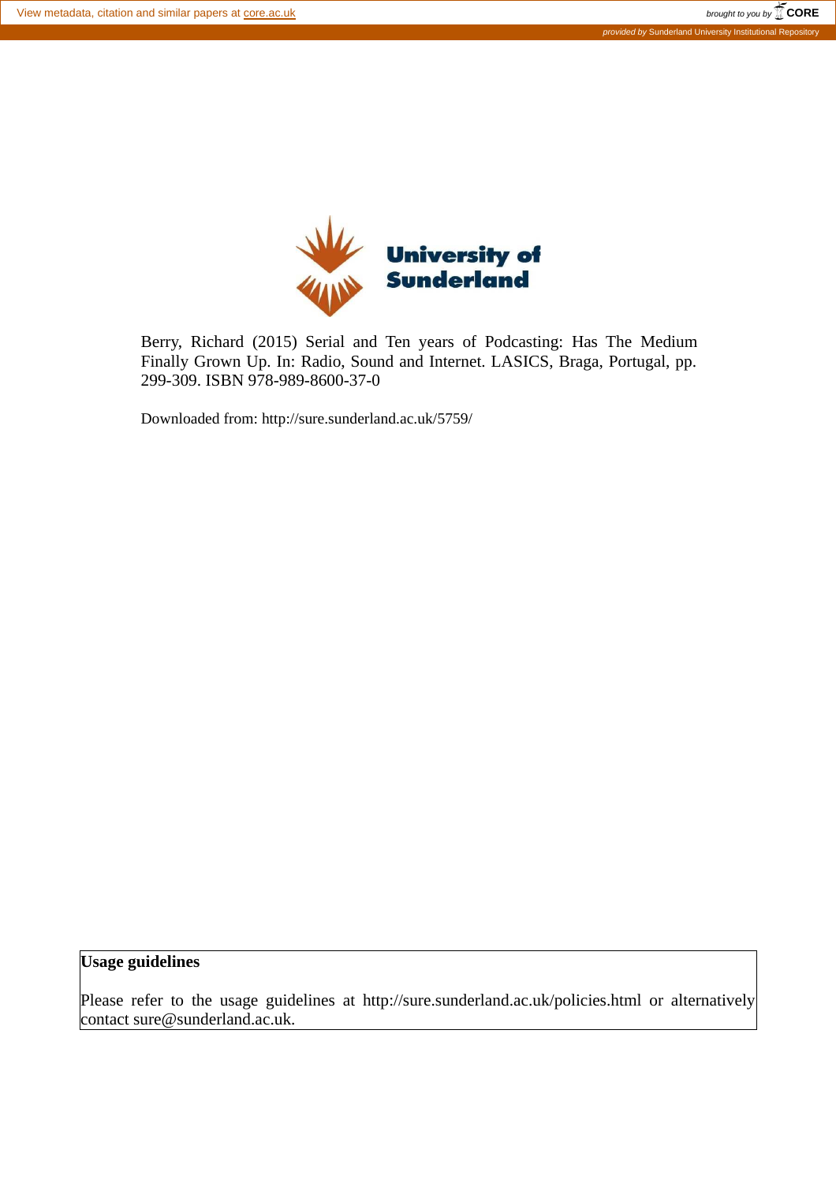University of Sunderland

Berry, Richard (2015) Serial and Ten years of Podcasting: Has The Medium Finally Grown Up. In: Radio, Sound and Internet. LASICS, Braga, Portugal, pp. 299-309. ISBN 978-989-8600-37-0

Downloaded from: http://sure.sunderland.ac.uk/5759/

**Usage guidelines**

Please refer to the usage guidelines at http://sure.sunderland.ac.uk/policies.html or alternatively contact sure@sunderland.ac.uk.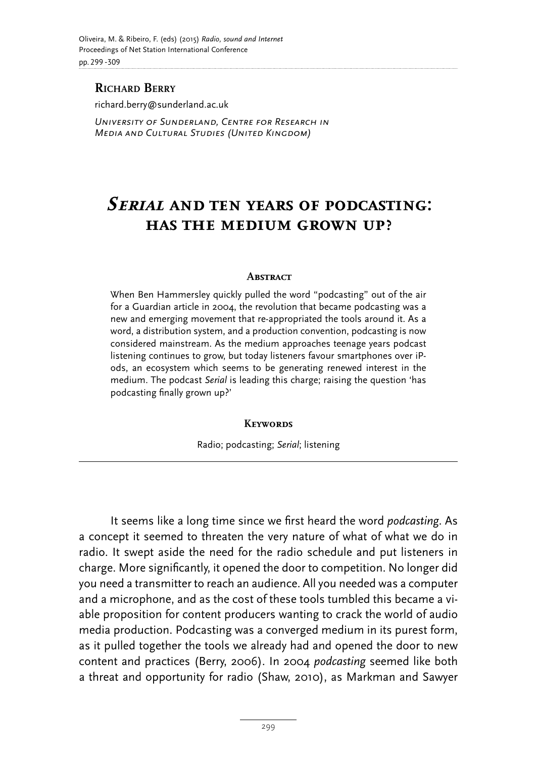**Richard Berry**

richard.berry@sunderland.ac.uk

*University of Sunderland, Centre for Research in Media and Cultural Studies (United Kingdom)*

# *Serial* and ten years of podcasting: has the medium grown up?

**Abstract**

When Ben Hammersley quickly pulled the word "podcasting" out of the air for a Guardian article in 2004, the revolution that became podcasting was a new and emerging movement that re-appropriated the tools around it. As a word, a distribution system, and a production convention, podcasting is now considered mainstream. As the medium approaches teenage years podcast listening continues to grow, but today listeners favour smartphones over iPods, an ecosystem which seems to be generating renewed interest in the medium. The podcast *Serial* is leading this charge; raising the question 'has podcasting finally grown up?'

**Keywords**

Radio; podcasting; *Serial*; listening

It seems like a long time since we first heard the word *podcasting*. As a concept it seemed to threaten the very nature of what of what we do in radio. It swept aside the need for the radio schedule and put listeners in charge. More significantly, it opened the door to competition. No longer did you need a transmitter to reach an audience. All you needed was a computer and a microphone, and as the cost of these tools tumbled this became a viable proposition for content producers wanting to crack the world of audio media production. Podcasting was a converged medium in its purest form, as it pulled together the tools we already had and opened the door to new content and practices (Berry, 2006). In 2004 *podcasting* seemed like both a threat and opportunity for radio (Shaw, 2010), as Markman and Sawyer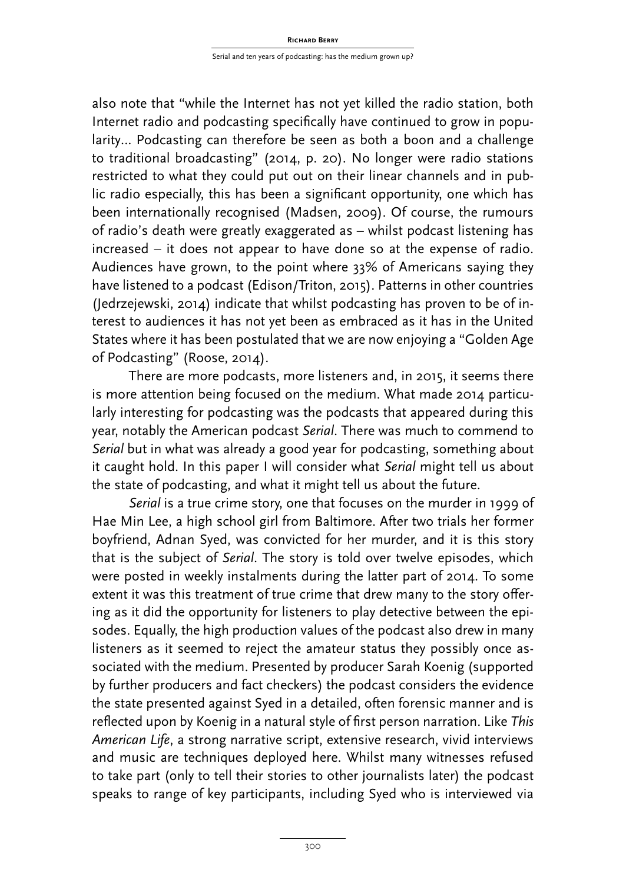also note that "while the Internet has not yet killed the radio station, both Internet radio and podcasting specifically have continued to grow in popularity... Podcasting can therefore be seen as both a boon and a challenge to traditional broadcasting" (2014, p. 20). No longer were radio stations restricted to what they could put out on their linear channels and in public radio especially, this has been a significant opportunity, one which has been internationally recognised (Madsen, 2009). Of course, the rumours of radio's death were greatly exaggerated as – whilst podcast listening has increased – it does not appear to have done so at the expense of radio. Audiences have grown, to the point where 33% of Americans saying they have listened to a podcast (Edison/Triton, 2015). Patterns in other countries (Jedrzejewski, 2014) indicate that whilst podcasting has proven to be of interest to audiences it has not yet been as embraced as it has in the United States where it has been postulated that we are now enjoying a "Golden Age of Podcasting" (Roose, 2014).

There are more podcasts, more listeners and, in 2015, it seems there is more attention being focused on the medium. What made 2014 particularly interesting for podcasting was the podcasts that appeared during this year, notably the American podcast *Serial*. There was much to commend to *Serial* but in what was already a good year for podcasting, something about it caught hold. In this paper I will consider what *Serial* might tell us about the state of podcasting, and what it might tell us about the future.

*Serial* is a true crime story, one that focuses on the murder in 1999 of Hae Min Lee, a high school girl from Baltimore. After two trials her former boyfriend, Adnan Syed, was convicted for her murder, and it is this story that is the subject of *Serial*. The story is told over twelve episodes, which were posted in weekly instalments during the latter part of 2014. To some extent it was this treatment of true crime that drew many to the story offering as it did the opportunity for listeners to play detective between the episodes. Equally, the high production values of the podcast also drew in many listeners as it seemed to reject the amateur status they possibly once associated with the medium. Presented by producer Sarah Koenig (supported by further producers and fact checkers) the podcast considers the evidence the state presented against Syed in a detailed, often forensic manner and is reflected upon by Koenig in a natural style of first person narration. Like *This American Life*, a strong narrative script, extensive research, vivid interviews and music are techniques deployed here. Whilst many witnesses refused to take part (only to tell their stories to other journalists later) the podcast speaks to range of key participants, including Syed who is interviewed via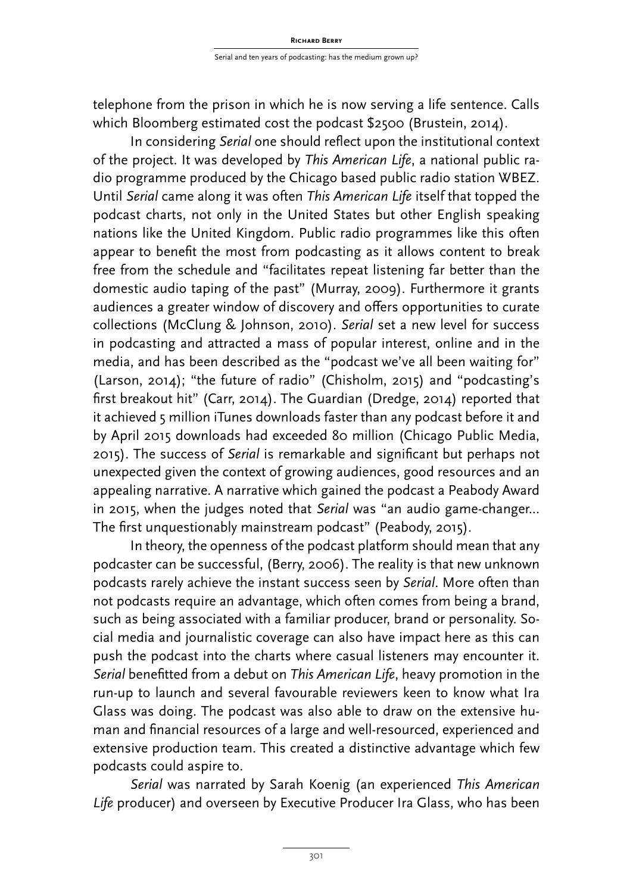telephone from the prison in which he is now serving a life sentence. Calls which Bloomberg estimated cost the podcast $2500 (Brustein, 2014).

In considering *Serial* one should reflect upon the institutional context of the project. It was developed by *This American Life*, a national public radio programme produced by the Chicago based public radio station WBEZ. Until *Serial* came along it was often *This American Life* itself that topped the podcast charts, not only in the United States but other English speaking nations like the United Kingdom. Public radio programmes like this often appear to benefit the most from podcasting as it allows content to break free from the schedule and "facilitates repeat listening far better than the domestic audio taping of the past" (Murray, 2009). Furthermore it grants audiences a greater window of discovery and offers opportunities to curate collections (McClung & Johnson, 2010). *Serial* set a new level for success in podcasting and attracted a mass of popular interest, online and in the media, and has been described as the "podcast we've all been waiting for" (Larson, 2014); "the future of radio" (Chisholm, 2015) and "podcasting's first breakout hit" (Carr, 2014). The Guardian (Dredge, 2014) reported that it achieved 5 million iTunes downloads faster than any podcast before it and by April 2015 downloads had exceeded 80 million (Chicago Public Media, 2015). The success of *Serial* is remarkable and significant but perhaps not unexpected given the context of growing audiences, good resources and an appealing narrative. A narrative which gained the podcast a Peabody Award in 2015, when the judges noted that *Serial* was "an audio game-changer... The first unquestionably mainstream podcast" (Peabody, 2015).

In theory, the openness of the podcast platform should mean that any podcaster can be successful, (Berry, 2006). The reality is that new unknown podcasts rarely achieve the instant success seen by *Serial*. More often than not podcasts require an advantage, which often comes from being a brand, such as being associated with a familiar producer, brand or personality. Social media and journalistic coverage can also have impact here as this can push the podcast into the charts where casual listeners may encounter it. *Serial* benefitted from a debut on *This American Life*, heavy promotion in the run-up to launch and several favourable reviewers keen to know what Ira Glass was doing. The podcast was also able to draw on the extensive human and financial resources of a large and well-resourced, experienced and extensive production team. This created a distinctive advantage which few podcasts could aspire to.

*Serial* was narrated by Sarah Koenig (an experienced *This American Life* producer) and overseen by Executive Producer Ira Glass, who has been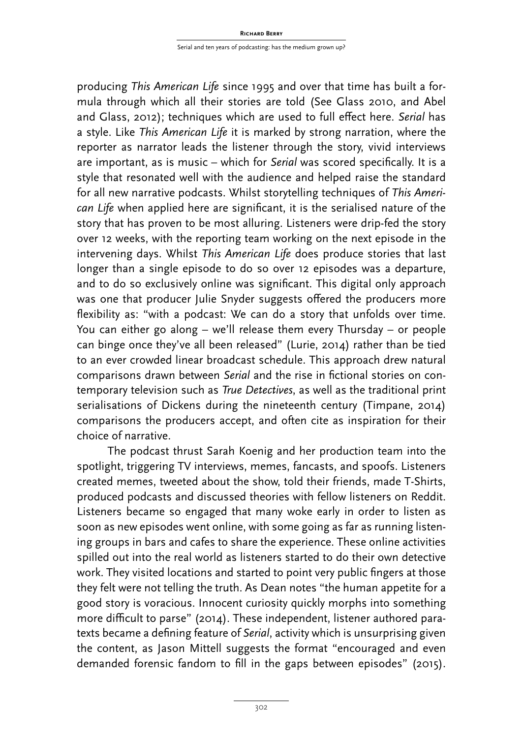producing *This American Life* since 1995 and over that time has built a formula through which all their stories are told (See Glass 2010, and Abel and Glass, 2012); techniques which are used to full effect here. *Serial* has a style. Like *This American Life* it is marked by strong narration, where the reporter as narrator leads the listener through the story, vivid interviews are important, as is music – which for *Serial* was scored specifically. It is a style that resonated well with the audience and helped raise the standard for all new narrative podcasts. Whilst storytelling techniques of *This American Life* when applied here are significant, it is the serialised nature of the story that has proven to be most alluring. Listeners were drip-fed the story over 12 weeks, with the reporting team working on the next episode in the intervening days. Whilst *This American Life* does produce stories that last longer than a single episode to do so over 12 episodes was a departure, and to do so exclusively online was significant. This digital only approach was one that producer Julie Snyder suggests offered the producers more flexibility as: "with a podcast: We can do a story that unfolds over time. You can either go along – we'll release them every Thursday – or people can binge once they've all been released" (Lurie, 2014) rather than be tied to an ever crowded linear broadcast schedule. This approach drew natural comparisons drawn between *Serial* and the rise in fictional stories on contemporary television such as *True Detectives*, as well as the traditional print serialisations of Dickens during the nineteenth century (Timpane, 2014) comparisons the producers accept, and often cite as inspiration for their choice of narrative.

The podcast thrust Sarah Koenig and her production team into the spotlight, triggering TV interviews, memes, fancasts, and spoofs. Listeners created memes, tweeted about the show, told their friends, made T-Shirts, produced podcasts and discussed theories with fellow listeners on Reddit. Listeners became so engaged that many woke early in order to listen as soon as new episodes went online, with some going as far as running listening groups in bars and cafes to share the experience. These online activities spilled out into the real world as listeners started to do their own detective work. They visited locations and started to point very public fingers at those they felt were not telling the truth. As Dean notes "the human appetite for a good story is voracious. Innocent curiosity quickly morphs into something more difficult to parse" (2014). These independent, listener authored paratexts became a defining feature of *Serial*, activity which is unsurprising given the content, as Jason Mittell suggests the format "encouraged and even demanded forensic fandom to fill in the gaps between episodes" (2015).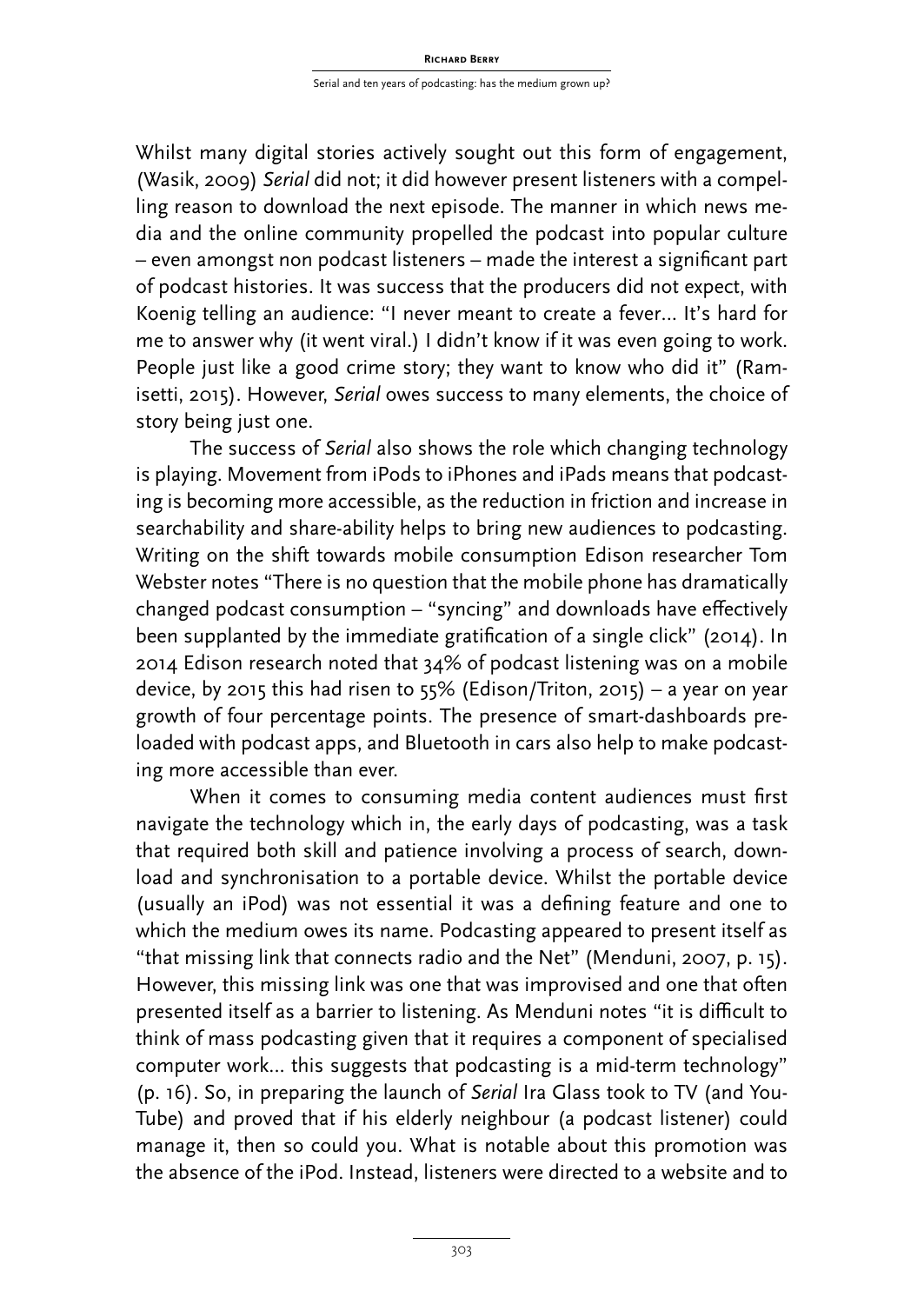Whilst many digital stories actively sought out this form of engagement, (Wasik, 2009) *Serial* did not; it did however present listeners with a compelling reason to download the next episode. The manner in which news media and the online community propelled the podcast into popular culture – even amongst non podcast listeners – made the interest a significant part of podcast histories. It was success that the producers did not expect, with Koenig telling an audience: "I never meant to create a fever... It's hard for me to answer why (it went viral.) I didn't know if it was even going to work. People just like a good crime story; they want to know who did it" (Ramisetti, 2015). However, *Serial* owes success to many elements, the choice of story being just one.

The success of *Serial* also shows the role which changing technology is playing. Movement from iPods to iPhones and iPads means that podcasting is becoming more accessible, as the reduction in friction and increase in searchability and share-ability helps to bring new audiences to podcasting. Writing on the shift towards mobile consumption Edison researcher Tom Webster notes "There is no question that the mobile phone has dramatically changed podcast consumption – "syncing" and downloads have effectively been supplanted by the immediate gratification of a single click" (2014). In 2014 Edison research noted that 34% of podcast listening was on a mobile device, by 2015 this had risen to 55% (Edison/Triton, 2015) – a year on year growth of four percentage points. The presence of smart-dashboards preloaded with podcast apps, and Bluetooth in cars also help to make podcasting more accessible than ever.

When it comes to consuming media content audiences must first navigate the technology which in, the early days of podcasting, was a task that required both skill and patience involving a process of search, download and synchronisation to a portable device. Whilst the portable device (usually an iPod) was not essential it was a defining feature and one to which the medium owes its name. Podcasting appeared to present itself as "that missing link that connects radio and the Net" (Menduni, 2007, p. 15). However, this missing link was one that was improvised and one that often presented itself as a barrier to listening. As Menduni notes "it is difficult to think of mass podcasting given that it requires a component of specialised computer work... this suggests that podcasting is a mid-term technology" (p. 16). So, in preparing the launch of *Serial* Ira Glass took to TV (and YouTube) and proved that if his elderly neighbour (a podcast listener) could manage it, then so could you. What is notable about this promotion was the absence of the iPod. Instead, listeners were directed to a website and to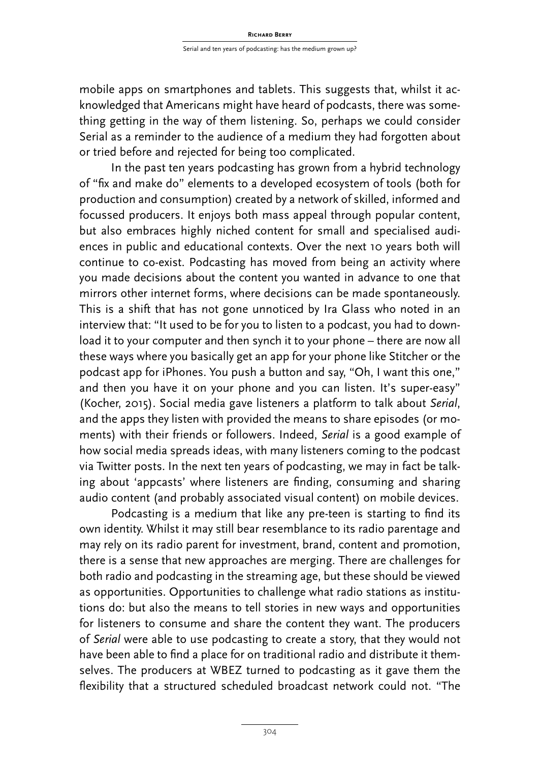mobile apps on smartphones and tablets. This suggests that, whilst it acknowledged that Americans might have heard of podcasts, there was something getting in the way of them listening. So, perhaps we could consider Serial as a reminder to the audience of a medium they had forgotten about or tried before and rejected for being too complicated.

In the past ten years podcasting has grown from a hybrid technology of "fix and make do" elements to a developed ecosystem of tools (both for production and consumption) created by a network of skilled, informed and focussed producers. It enjoys both mass appeal through popular content, but also embraces highly niched content for small and specialised audiences in public and educational contexts. Over the next 10 years both will continue to co-exist. Podcasting has moved from being an activity where you made decisions about the content you wanted in advance to one that mirrors other internet forms, where decisions can be made spontaneously. This is a shift that has not gone unnoticed by Ira Glass who noted in an interview that: "It used to be for you to listen to a podcast, you had to download it to your computer and then synch it to your phone – there are now all these ways where you basically get an app for your phone like Stitcher or the podcast app for iPhones. You push a button and say, "Oh, I want this one," and then you have it on your phone and you can listen. It's super-easy" (Kocher, 2015). Social media gave listeners a platform to talk about *Serial*, and the apps they listen with provided the means to share episodes (or moments) with their friends or followers. Indeed, *Serial* is a good example of how social media spreads ideas, with many listeners coming to the podcast via Twitter posts. In the next ten years of podcasting, we may in fact be talking about 'appcasts' where listeners are finding, consuming and sharing audio content (and probably associated visual content) on mobile devices.

Podcasting is a medium that like any pre-teen is starting to find its own identity. Whilst it may still bear resemblance to its radio parentage and may rely on its radio parent for investment, brand, content and promotion, there is a sense that new approaches are merging. There are challenges for both radio and podcasting in the streaming age, but these should be viewed as opportunities. Opportunities to challenge what radio stations as institutions do: but also the means to tell stories in new ways and opportunities for listeners to consume and share the content they want. The producers of *Serial* were able to use podcasting to create a story, that they would not have been able to find a place for on traditional radio and distribute it themselves. The producers at WBEZ turned to podcasting as it gave them the flexibility that a structured scheduled broadcast network could not. "The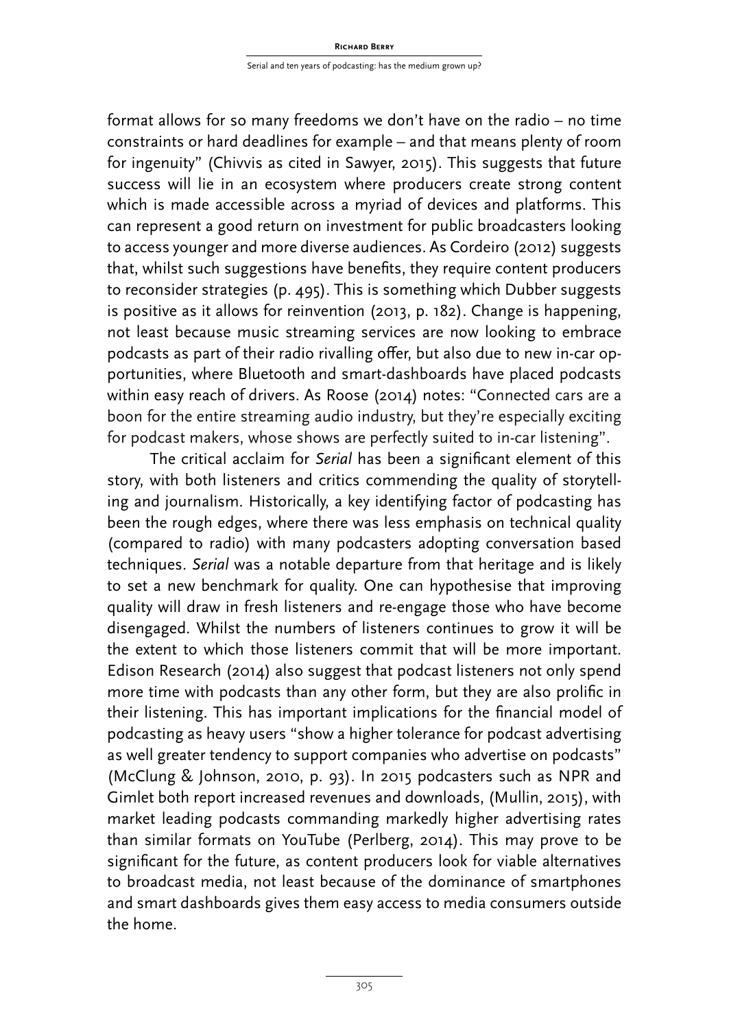format allows for so many freedoms we don't have on the radio – no time constraints or hard deadlines for example – and that means plenty of room for ingenuity" (Chivvis as cited in Sawyer, 2015). This suggests that future success will lie in an ecosystem where producers create strong content which is made accessible across a myriad of devices and platforms. This can represent a good return on investment for public broadcasters looking to access younger and more diverse audiences. As Cordeiro (2012) suggests that, whilst such suggestions have benefits, they require content producers to reconsider strategies (p. 495). This is something which Dubber suggests is positive as it allows for reinvention (2013, p. 182). Change is happening, not least because music streaming services are now looking to embrace podcasts as part of their radio rivalling offer, but also due to new in-car opportunities, where Bluetooth and smart-dashboards have placed podcasts within easy reach of drivers. As Roose (2014) notes: "Connected cars are a boon for the entire streaming audio industry, but they're especially exciting for podcast makers, whose shows are perfectly suited to in-car listening".

The critical acclaim for *Serial* has been a significant element of this story, with both listeners and critics commending the quality of storytelling and journalism. Historically, a key identifying factor of podcasting has been the rough edges, where there was less emphasis on technical quality (compared to radio) with many podcasters adopting conversation based techniques. *Serial* was a notable departure from that heritage and is likely to set a new benchmark for quality. One can hypothesise that improving quality will draw in fresh listeners and re-engage those who have become disengaged. Whilst the numbers of listeners continues to grow it will be the extent to which those listeners commit that will be more important. Edison Research (2014) also suggest that podcast listeners not only spend more time with podcasts than any other form, but they are also prolific in their listening. This has important implications for the financial model of podcasting as heavy users "show a higher tolerance for podcast advertising as well greater tendency to support companies who advertise on podcasts" (McClung & Johnson, 2010, p. 93). In 2015 podcasters such as NPR and Gimlet both report increased revenues and downloads, (Mullin, 2015), with market leading podcasts commanding markedly higher advertising rates than similar formats on YouTube (Perlberg, 2014). This may prove to be significant for the future, as content producers look for viable alternatives to broadcast media, not least because of the dominance of smartphones and smart dashboards gives them easy access to media consumers outside the home.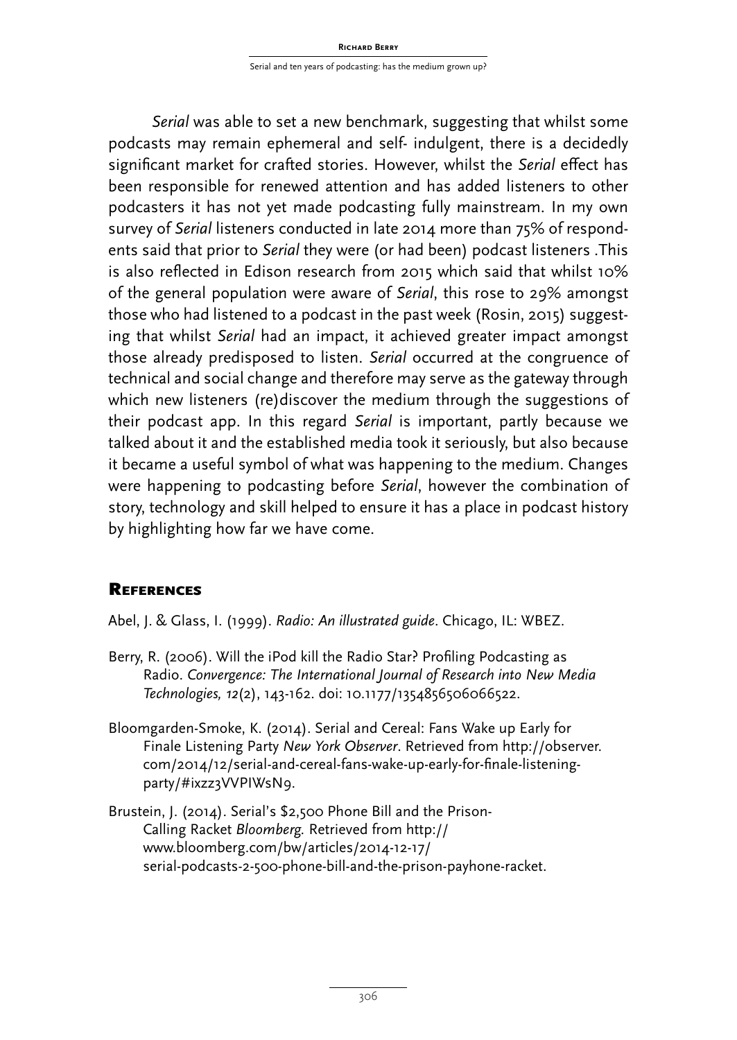*Serial* was able to set a new benchmark, suggesting that whilst some podcasts may remain ephemeral and self- indulgent, there is a decidedly significant market for crafted stories. However, whilst the *Serial* effect has been responsible for renewed attention and has added listeners to other podcasters it has not yet made podcasting fully mainstream. In my own survey of *Serial* listeners conducted in late 2014 more than 75% of respondents said that prior to *Serial* they were (or had been) podcast listeners .This is also reflected in Edison research from 2015 which said that whilst 10% of the general population were aware of *Serial*, this rose to 29% amongst those who had listened to a podcast in the past week (Rosin, 2015) suggesting that whilst *Serial* had an impact, it achieved greater impact amongst those already predisposed to listen. *Serial* occurred at the congruence of technical and social change and therefore may serve as the gateway through which new listeners (re)discover the medium through the suggestions of their podcast app. In this regard *Serial* is important, partly because we talked about it and the established media took it seriously, but also because it became a useful symbol of what was happening to the medium. Changes were happening to podcasting before *Serial*, however the combination of story, technology and skill helped to ensure it has a place in podcast history by highlighting how far we have come.

## References

Abel, J. & Glass, I. (1999). *Radio: An illustrated guide*. Chicago, IL: WBEZ.

Berry, R. (2006). Will the iPod kill the Radio Star? Profiling Podcasting as Radio. *Convergence: The International Journal of Research into New Media Technologies, 12*(2), 143-162. doi: 10.1177/1354856506066522.

Bloomgarden-Smoke, K. (2014). Serial and Cereal: Fans Wake up Early for Finale Listening Party *New York Observer*. Retrieved from http://observer.com/2014/12/serial-and-cereal-fans-wake-up-early-for-finale-listening-party/#ixzz3VVPIWsN9.

Brustein, J. (2014). Serial's $2,500 Phone Bill and the Prison-Calling Racket *Bloomberg.* Retrieved from http://www.bloomberg.com/bw/articles/2014-12-17/serial-podcasts-2-500-phone-bill-and-the-prison-payhone-racket.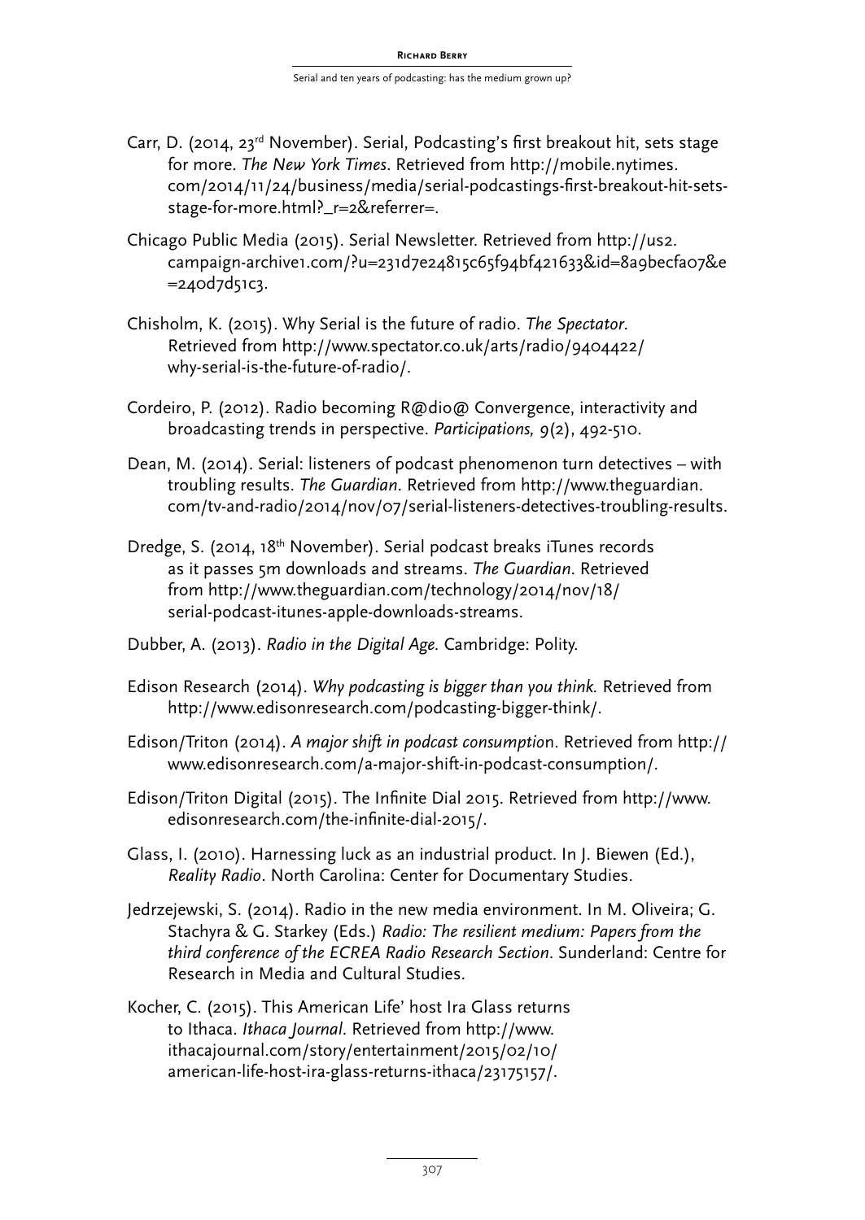Carr, D. (2014, 23rd November). Serial, Podcasting's first breakout hit, sets stage for more. *The New York Times*. Retrieved from http://mobile.nytimes.com/2014/11/24/business/media/serial-podcastings-first-breakout-hit-sets-stage-for-more.html?_r=2&referrer=.

Chicago Public Media (2015). Serial Newsletter. Retrieved from http://us2.campaign-archive1.com/?u=231d7e24815c65f94bf421633&id=8a9becfa07&e=240d7d51c3.

Chisholm, K. (2015). Why Serial is the future of radio. *The Spectator*. Retrieved from http://www.spectator.co.uk/arts/radio/9404422/why-serial-is-the-future-of-radio/.

Cordeiro, P. (2012). Radio becoming R@dio@ Convergence, interactivity and broadcasting trends in perspective. *Participations,* 9(2), 492-510.

Dean, M. (2014). Serial: listeners of podcast phenomenon turn detectives – with troubling results. *The Guardian*. Retrieved from http://www.theguardian.com/tv-and-radio/2014/nov/07/serial-listeners-detectives-troubling-results.

Dredge, S. (2014, 18th November). Serial podcast breaks iTunes records as it passes 5m downloads and streams. *The Guardian*. Retrieved from http://www.theguardian.com/technology/2014/nov/18/serial-podcast-itunes-apple-downloads-streams.

Dubber, A. (2013). *Radio in the Digital Age.* Cambridge: Polity.

Edison Research (2014). *Why podcasting is bigger than you think.* Retrieved from http://www.edisonresearch.com/podcasting-bigger-think/.

Edison/Triton (2014). *A major shift in podcast consumption*. Retrieved from http://www.edisonresearch.com/a-major-shift-in-podcast-consumption/.

Edison/Triton Digital (2015). The Infinite Dial 2015. Retrieved from http://www.edisonresearch.com/the-infinite-dial-2015/.

Glass, I. (2010). Harnessing luck as an industrial product. In J. Biewen (Ed.), *Reality Radio*. North Carolina: Center for Documentary Studies.

Jedrzejewski, S. (2014). Radio in the new media environment. In M. Oliveira; G. Stachyra & G. Starkey (Eds.) *Radio: The resilient medium: Papers from the third conference of the ECREA Radio Research Section*. Sunderland: Centre for Research in Media and Cultural Studies.

Kocher, C. (2015). This American Life' host Ira Glass returns to Ithaca. *Ithaca Journal*. Retrieved from http://www.ithacajournal.com/story/entertainment/2015/02/10/american-life-host-ira-glass-returns-ithaca/23175157/.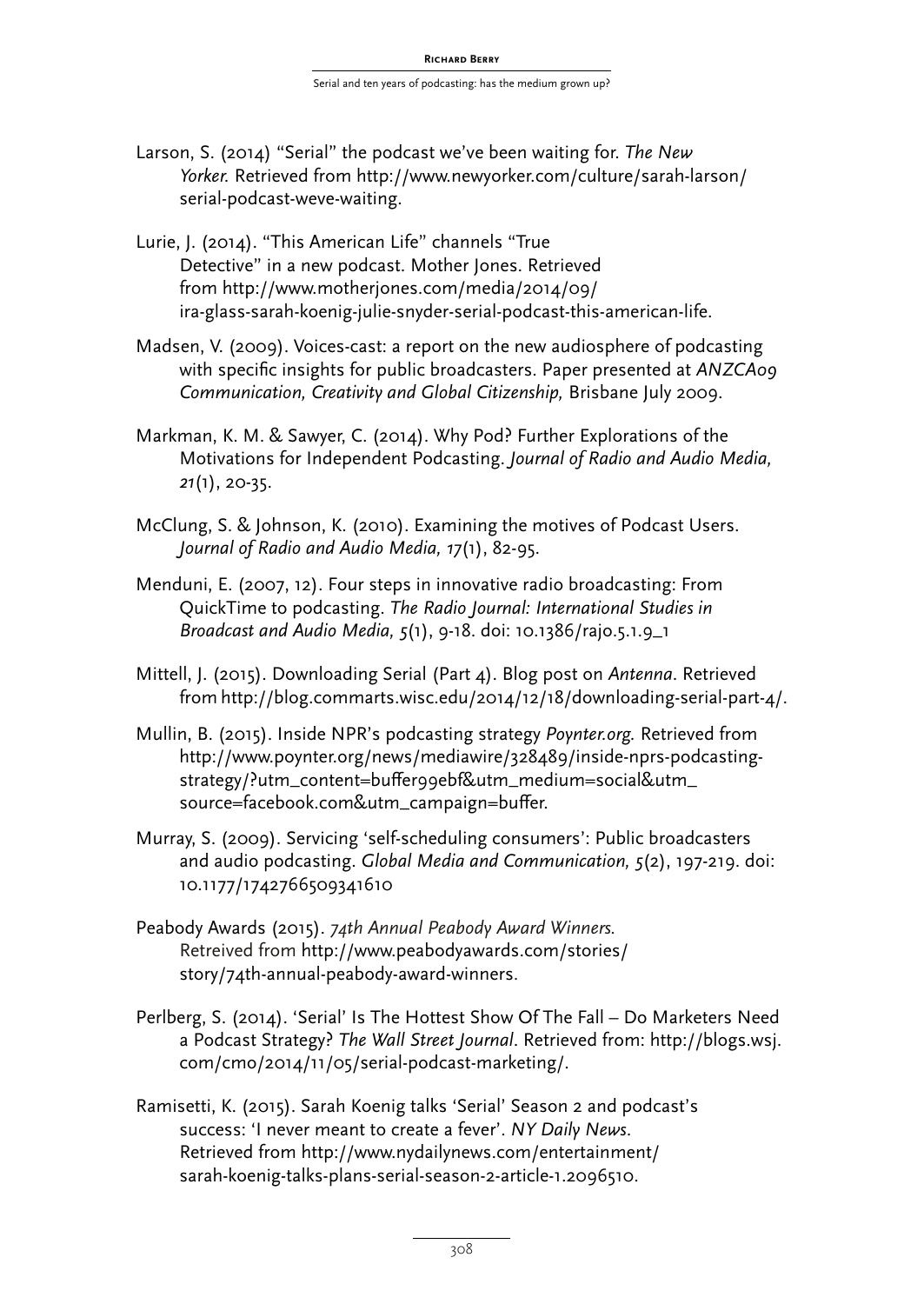Larson, S. (2014) "Serial" the podcast we've been waiting for. *The New Yorker.* Retrieved from http://www.newyorker.com/culture/sarah-larson/serial-podcast-weve-waiting.

Lurie, J. (2014). "This American Life" channels "True Detective" in a new podcast. Mother Jones. Retrieved from http://www.motherjones.com/media/2014/09/ira-glass-sarah-koenig-julie-snyder-serial-podcast-this-american-life.

Madsen, V. (2009). Voices-cast: a report on the new audiosphere of podcasting with specific insights for public broadcasters. Paper presented at *ANZCA09 Communication, Creativity and Global Citizenship,* Brisbane July 2009.

Markman, K. M. & Sawyer, C. (2014). Why Pod? Further Explorations of the Motivations for Independent Podcasting. *Journal of Radio and Audio Media, 21*(1), 20-35.

McClung, S. & Johnson, K. (2010). Examining the motives of Podcast Users. *Journal of Radio and Audio Media, 17*(1), 82-95.

Menduni, E. (2007, 12). Four steps in innovative radio broadcasting: From QuickTime to podcasting. *The Radio Journal: International Studies in Broadcast and Audio Media, 5*(1), 9-18. doi: 10.1386/rajo.5.1.9_1

Mittell, J. (2015). Downloading Serial (Part 4). Blog post on *Antenna*. Retrieved from http://blog.commarts.wisc.edu/2014/12/18/downloading-serial-part-4/.

Mullin, B. (2015). Inside NPR's podcasting strategy *Poynter.org.* Retrieved from http://www.poynter.org/news/mediawire/328489/inside-nprs-podcasting-strategy/?utm_content=buffer99ebf&utm_medium=social&utm_source=facebook.com&utm_campaign=buffer.

Murray, S. (2009). Servicing 'self-scheduling consumers': Public broadcasters and audio podcasting. *Global Media and Communication, 5*(2), 197-219. doi: 10.1177/1742766509341610

Peabody Awards (2015). *74th Annual Peabody Award Winners.* Retreived from http://www.peabodyawards.com/stories/story/74th-annual-peabody-award-winners.

Perlberg, S. (2014). 'Serial' Is The Hottest Show Of The Fall – Do Marketers Need a Podcast Strategy? *The Wall Street Journal*. Retrieved from: http://blogs.wsj.com/cmo/2014/11/05/serial-podcast-marketing/.

Ramisetti, K. (2015). Sarah Koenig talks 'Serial' Season 2 and podcast's success: 'I never meant to create a fever'. *NY Daily News*. Retrieved from http://www.nydailynews.com/entertainment/sarah-koenig-talks-plans-serial-season-2-article-1.2096510.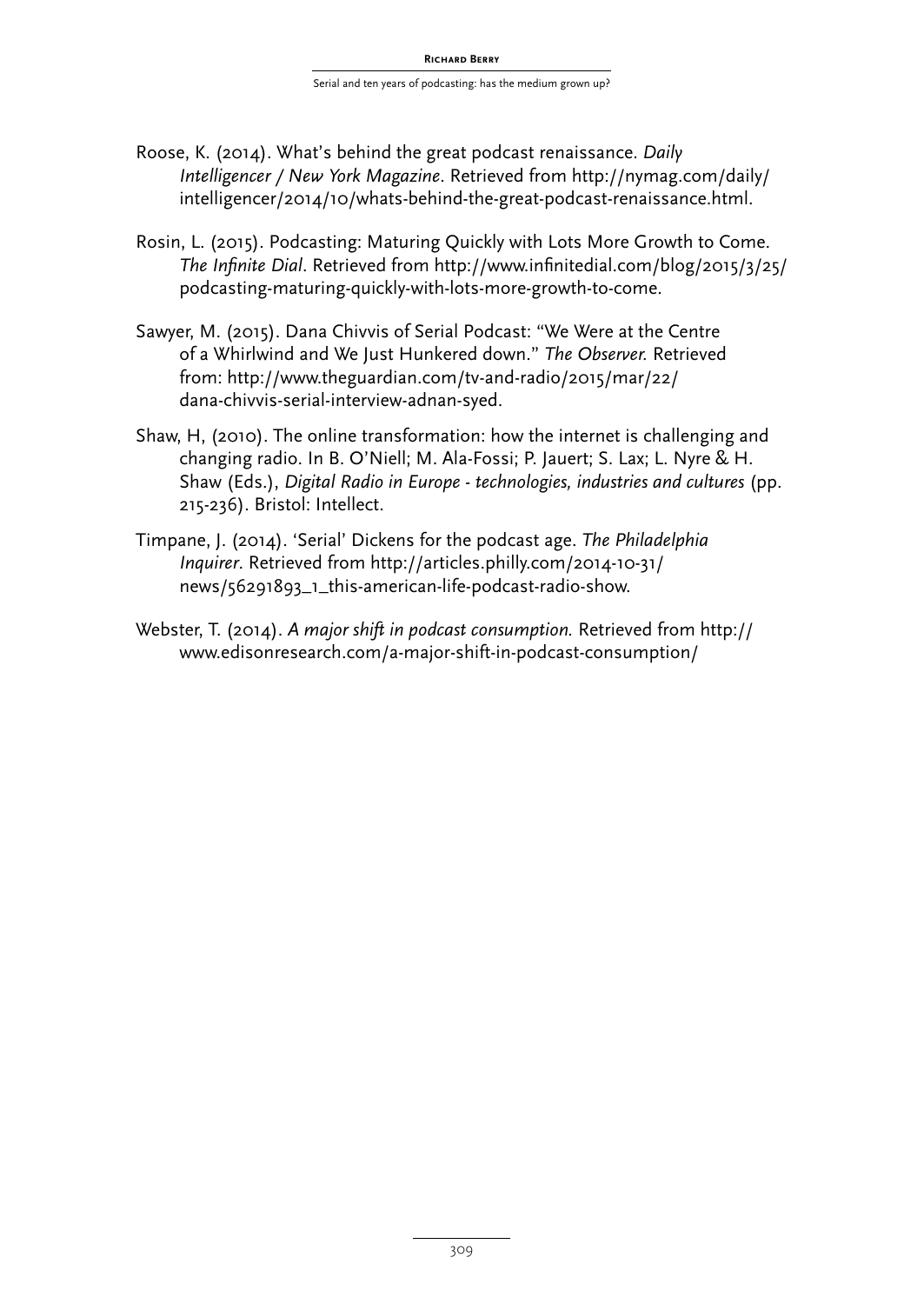Roose, K. (2014). What's behind the great podcast renaissance. *Daily Intelligencer / New York Magazine*. Retrieved from http://nymag.com/daily/intelligencer/2014/10/whats-behind-the-great-podcast-renaissance.html.

Rosin, L. (2015). Podcasting: Maturing Quickly with Lots More Growth to Come. *The Infinite Dial*. Retrieved from http://www.infinitedial.com/blog/2015/3/25/podcasting-maturing-quickly-with-lots-more-growth-to-come.

Sawyer, M. (2015). Dana Chivvis of Serial Podcast: "We Were at the Centre of a Whirlwind and We Just Hunkered down." *The Observer.* Retrieved from: http://www.theguardian.com/tv-and-radio/2015/mar/22/dana-chivvis-serial-interview-adnan-syed.

Shaw, H, (2010). The online transformation: how the internet is challenging and changing radio. In B. O'Niell; M. Ala-Fossi; P. Jauert; S. Lax; L. Nyre & H. Shaw (Eds.), *Digital Radio in Europe - technologies, industries and cultures* (pp. 215-236). Bristol: Intellect.

Timpane, J. (2014). 'Serial' Dickens for the podcast age. *The Philadelphia Inquirer*. Retrieved from http://articles.philly.com/2014-10-31/news/56291893_1_this-american-life-podcast-radio-show.

Webster, T. (2014). *A major shift in podcast consumption.* Retrieved from http://www.edisonresearch.com/a-major-shift-in-podcast-consumption/